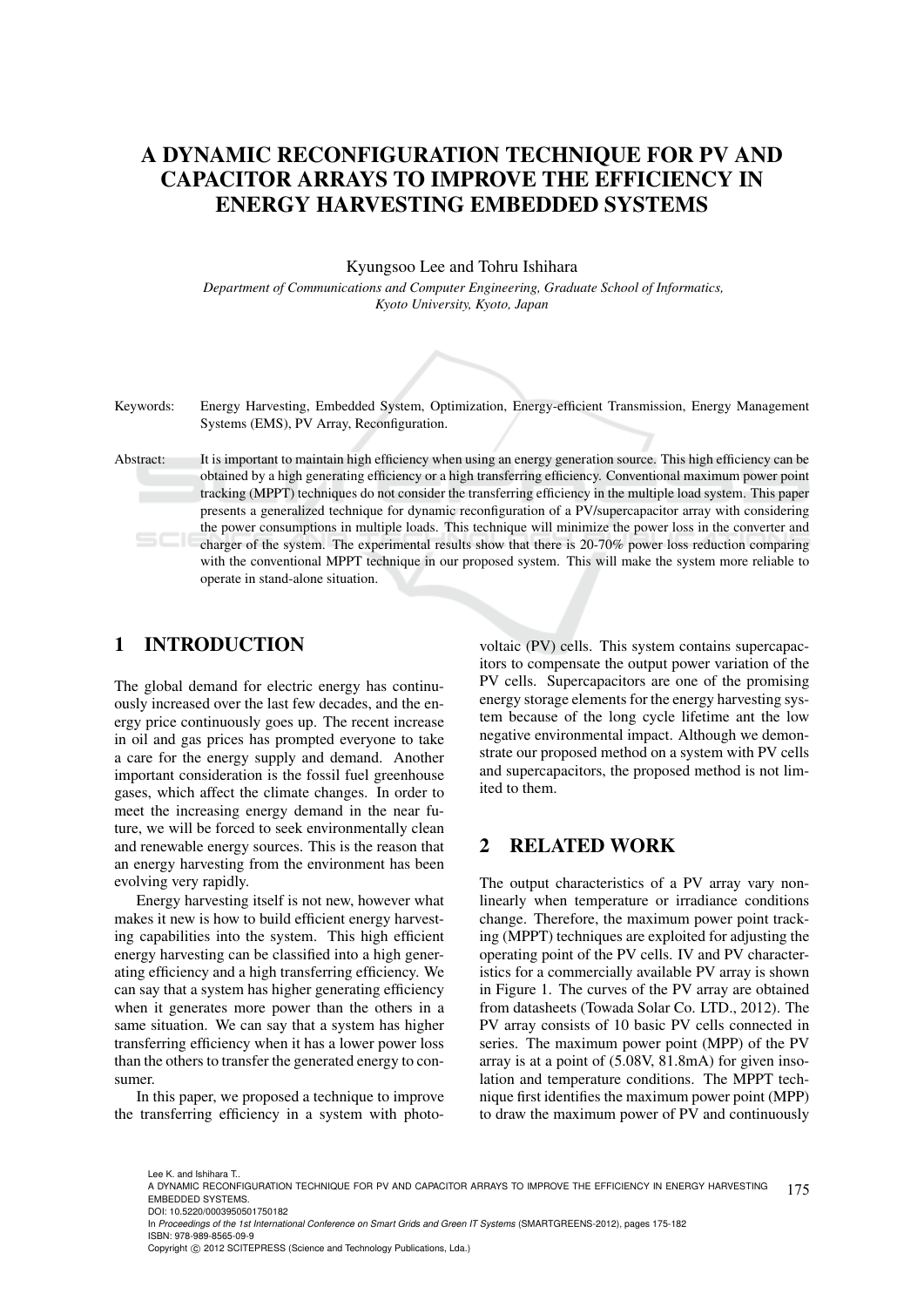# A DYNAMIC RECONFIGURATION TECHNIQUE FOR PV AND CAPACITOR ARRAYS TO IMPROVE THE EFFICIENCY IN ENERGY HARVESTING EMBEDDED SYSTEMS

Kyungsoo Lee and Tohru Ishihara

*Department of Communications and Computer Engineering, Graduate School of Informatics, Kyoto University, Kyoto, Japan*

Keywords: Energy Harvesting, Embedded System, Optimization, Energy-efficient Transmission, Energy Management Systems (EMS), PV Array, Reconfiguration.

Abstract: It is important to maintain high efficiency when using an energy generation source. This high efficiency can be obtained by a high generating efficiency or a high transferring efficiency. Conventional maximum power point tracking (MPPT) techniques do not consider the transferring efficiency in the multiple load system. This paper presents a generalized technique for dynamic reconfiguration of a PV/supercapacitor array with considering the power consumptions in multiple loads. This technique will minimize the power loss in the converter and charger of the system. The experimental results show that there is 20-70% power loss reduction comparing with the conventional MPPT technique in our proposed system. This will make the system more reliable to operate in stand-alone situation.

## 1 INTRODUCTION

The global demand for electric energy has continuously increased over the last few decades, and the energy price continuously goes up. The recent increase in oil and gas prices has prompted everyone to take a care for the energy supply and demand. Another important consideration is the fossil fuel greenhouse gases, which affect the climate changes. In order to meet the increasing energy demand in the near future, we will be forced to seek environmentally clean and renewable energy sources. This is the reason that an energy harvesting from the environment has been evolving very rapidly.

Energy harvesting itself is not new, however what makes it new is how to build efficient energy harvesting capabilities into the system. This high efficient energy harvesting can be classified into a high generating efficiency and a high transferring efficiency. We can say that a system has higher generating efficiency when it generates more power than the others in a same situation. We can say that a system has higher transferring efficiency when it has a lower power loss than the others to transfer the generated energy to consumer.

In this paper, we proposed a technique to improve the transferring efficiency in a system with photovoltaic (PV) cells. This system contains supercapacitors to compensate the output power variation of the PV cells. Supercapacitors are one of the promising energy storage elements for the energy harvesting system because of the long cycle lifetime ant the low negative environmental impact. Although we demonstrate our proposed method on a system with PV cells and supercapacitors, the proposed method is not limited to them.

## 2 RELATED WORK

The output characteristics of a PV array vary nonlinearly when temperature or irradiance conditions change. Therefore, the maximum power point tracking (MPPT) techniques are exploited for adjusting the operating point of the PV cells. IV and PV characteristics for a commercially available PV array is shown in Figure 1. The curves of the PV array are obtained from datasheets (Towada Solar Co. LTD., 2012). The PV array consists of 10 basic PV cells connected in series. The maximum power point (MPP) of the PV array is at a point of (5.08V, 81.8mA) for given insolation and temperature conditions. The MPPT technique first identifies the maximum power point (MPP) to draw the maximum power of PV and continuously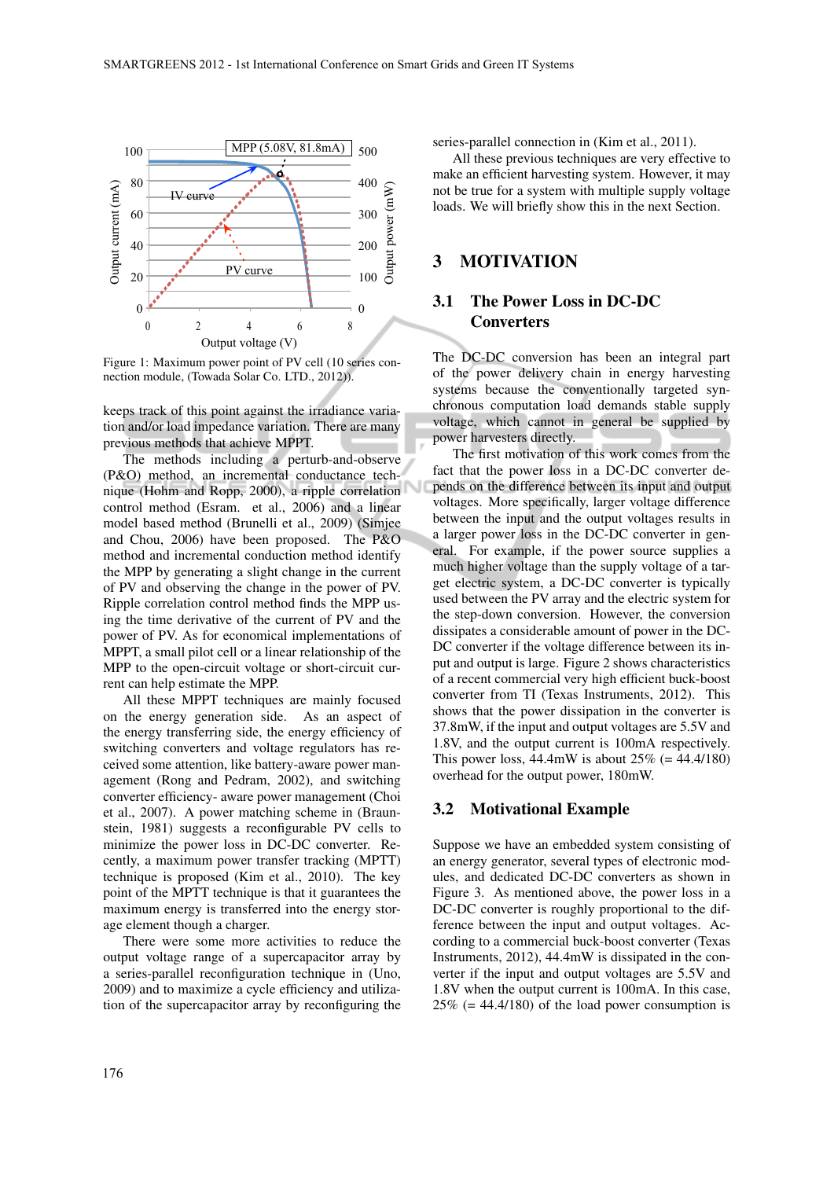Figure 1: Maximum power point of PV cell (10 series connection module, (Towada Solar Co. LTD., 2012)).

keeps track of this point against the irradiance variation and/or load impedance variation. There are many previous methods that achieve MPPT.

The methods including a perturb-and-observe (P&O) method, an incremental conductance technique (Hohm and Ropp, 2000), a ripple correlation control method (Esram. et al., 2006) and a linear model based method (Brunelli et al., 2009) (Simjee and Chou, 2006) have been proposed. The P&O method and incremental conduction method identify the MPP by generating a slight change in the current of PV and observing the change in the power of PV. Ripple correlation control method finds the MPP using the time derivative of the current of PV and the power of PV. As for economical implementations of MPPT, a small pilot cell or a linear relationship of the MPP to the open-circuit voltage or short-circuit current can help estimate the MPP.

All these MPPT techniques are mainly focused on the energy generation side. As an aspect of the energy transferring side, the energy efficiency of switching converters and voltage regulators has received some attention, like battery-aware power management (Rong and Pedram, 2002), and switching converter efficiency- aware power management (Choi et al., 2007). A power matching scheme in (Braunstein, 1981) suggests a reconfigurable PV cells to minimize the power loss in DC-DC converter. Recently, a maximum power transfer tracking (MPTT) technique is proposed (Kim et al., 2010). The key point of the MPTT technique is that it guarantees the maximum energy is transferred into the energy storage element though a charger.

There were some more activities to reduce the output voltage range of a supercapacitor array by a series-parallel reconfiguration technique in (Uno, 2009) and to maximize a cycle efficiency and utilization of the supercapacitor array by reconfiguring the series-parallel connection in (Kim et al., 2011).

All these previous techniques are very effective to make an efficient harvesting system. However, it may not be true for a system with multiple supply voltage loads. We will briefly show this in the next Section.

## 3 MOTIVATION

### 3.1 The Power Loss in DC-DC Converters

The DC-DC conversion has been an integral part of the power delivery chain in energy harvesting systems because the conventionally targeted synchronous computation load demands stable supply voltage, which cannot in general be supplied by power harvesters directly.

The first motivation of this work comes from the fact that the power loss in a DC-DC converter depends on the difference between its input and output voltages. More specifically, larger voltage difference between the input and the output voltages results in a larger power loss in the DC-DC converter in general. For example, if the power source supplies a much higher voltage than the supply voltage of a target electric system, a DC-DC converter is typically used between the PV array and the electric system for the step-down conversion. However, the conversion dissipates a considerable amount of power in the DC-DC converter if the voltage difference between its input and output is large. Figure 2 shows characteristics of a recent commercial very high efficient buck-boost converter from TI (Texas Instruments, 2012). This shows that the power dissipation in the converter is 37.8mW, if the input and output voltages are 5.5V and 1.8V, and the output current is 100mA respectively. This power loss, 44.4mW is about 25% (= 44.4/180) overhead for the output power, 180mW.

### 3.2 Motivational Example

Suppose we have an embedded system consisting of an energy generator, several types of electronic modules, and dedicated DC-DC converters as shown in Figure 3. As mentioned above, the power loss in a DC-DC converter is roughly proportional to the difference between the input and output voltages. According to a commercial buck-boost converter (Texas Instruments, 2012), 44.4mW is dissipated in the converter if the input and output voltages are 5.5V and 1.8V when the output current is 100mA. In this case, 25% (= 44.4/180) of the load power consumption is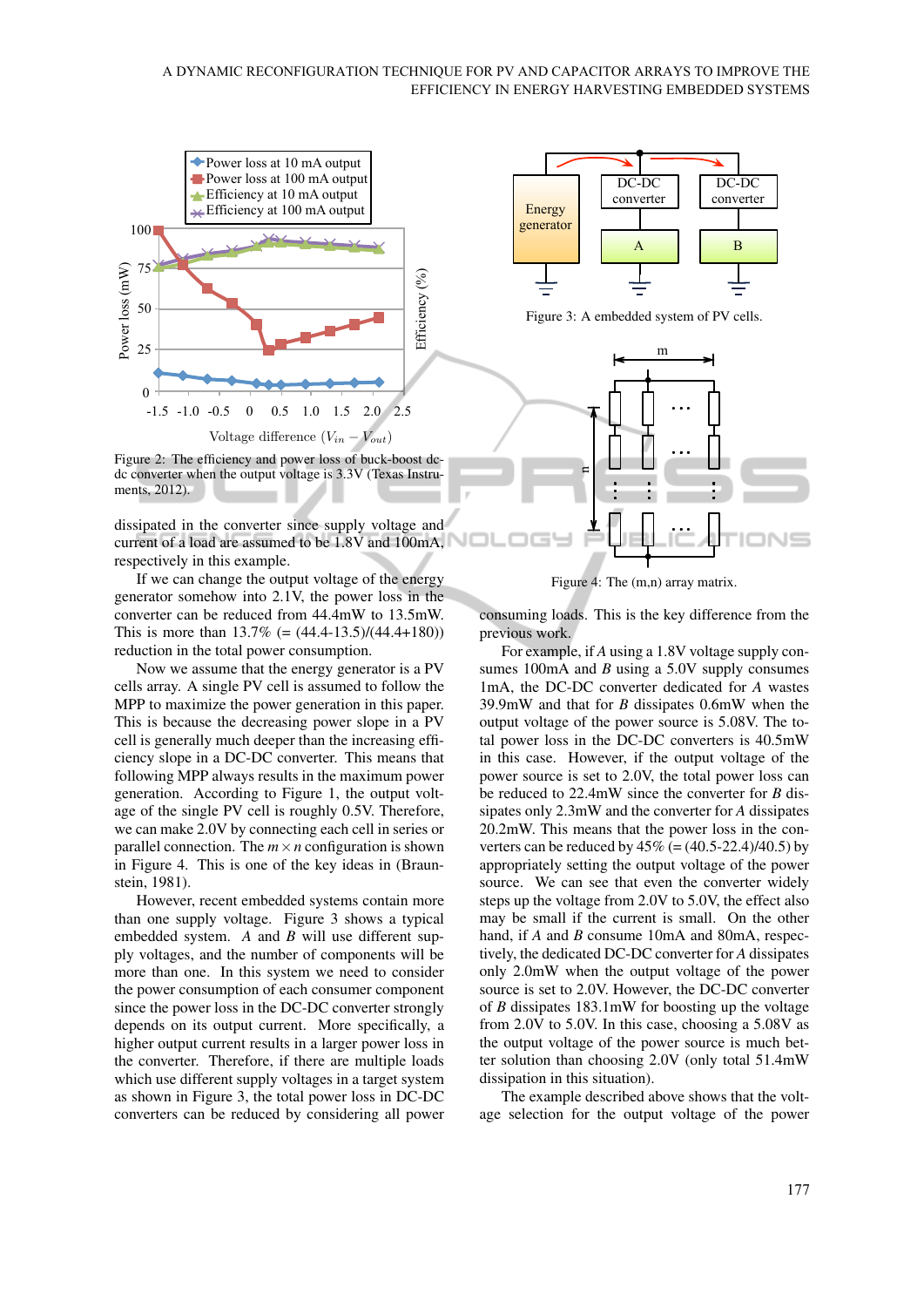Figure 2: The efficiency and power loss of buck-boost dc-dc converter when the output voltage is 3.3V (Texas Instruments, 2012).

dissipated in the converter since supply voltage and current of a load are assumed to be 1.8V and 100mA, respectively in this example.

If we can change the output voltage of the energy generator somehow into 2.1V, the power loss in the converter can be reduced from 44.4mW to 13.5mW. This is more than 13.7% (= (44.4-13.5)/(44.4+180)) reduction in the total power consumption.

Now we assume that the energy generator is a PV cells array. A single PV cell is assumed to follow the MPP to maximize the power generation in this paper. This is because the decreasing power slope in a PV cell is generally much deeper than the increasing efficiency slope in a DC-DC converter. This means that following MPP always results in the maximum power generation. According to Figure 1, the output voltage of the single PV cell is roughly 0.5V. Therefore, we can make 2.0V by connecting each cell in series or parallel connection. The $m \times n$ configuration is shown in Figure 4. This is one of the key ideas in (Braunstein, 1981).

However, recent embedded systems contain more than one supply voltage. Figure 3 shows a typical embedded system. *A* and *B* will use different supply voltages, and the number of components will be more than one. In this system we need to consider the power consumption of each consumer component since the power loss in the DC-DC converter strongly depends on its output current. More specifically, a higher output current results in a larger power loss in the converter. Therefore, if there are multiple loads which use different supply voltages in a target system as shown in Figure 3, the total power loss in DC-DC converters can be reduced by considering all power consuming loads. This is the key difference from the previous work.

Figure 3: A embedded system of PV cells.

Figure 4: The (m,n) array matrix.

For example, if *A* using a 1.8V voltage supply consumes 100mA and *B* using a 5.0V supply consumes 1mA, the DC-DC converter dedicated for *A* wastes 39.9mW and that for *B* dissipates 0.6mW when the output voltage of the power source is 5.08V. The total power loss in the DC-DC converters is 40.5mW in this case. However, if the output voltage of the power source is set to 2.0V, the total power loss can be reduced to 22.4mW since the converter for *B* dissipates only 2.3mW and the converter for *A* dissipates 20.2mW. This means that the power loss in the converters can be reduced by 45% (= (40.5-22.4)/40.5) by appropriately setting the output voltage of the power source. We can see that even the converter widely steps up the voltage from 2.0V to 5.0V, the effect also may be small if the current is small. On the other hand, if *A* and *B* consume 10mA and 80mA, respectively, the dedicated DC-DC converter for *A* dissipates only 2.0mW when the output voltage of the power source is set to 2.0V. However, the DC-DC converter of *B* dissipates 183.1mW for boosting up the voltage from 2.0V to 5.0V. In this case, choosing a 5.08V as the output voltage of the power source is much better solution than choosing 2.0V (only total 51.4mW dissipation in this situation).

The example described above shows that the voltage selection for the output voltage of the power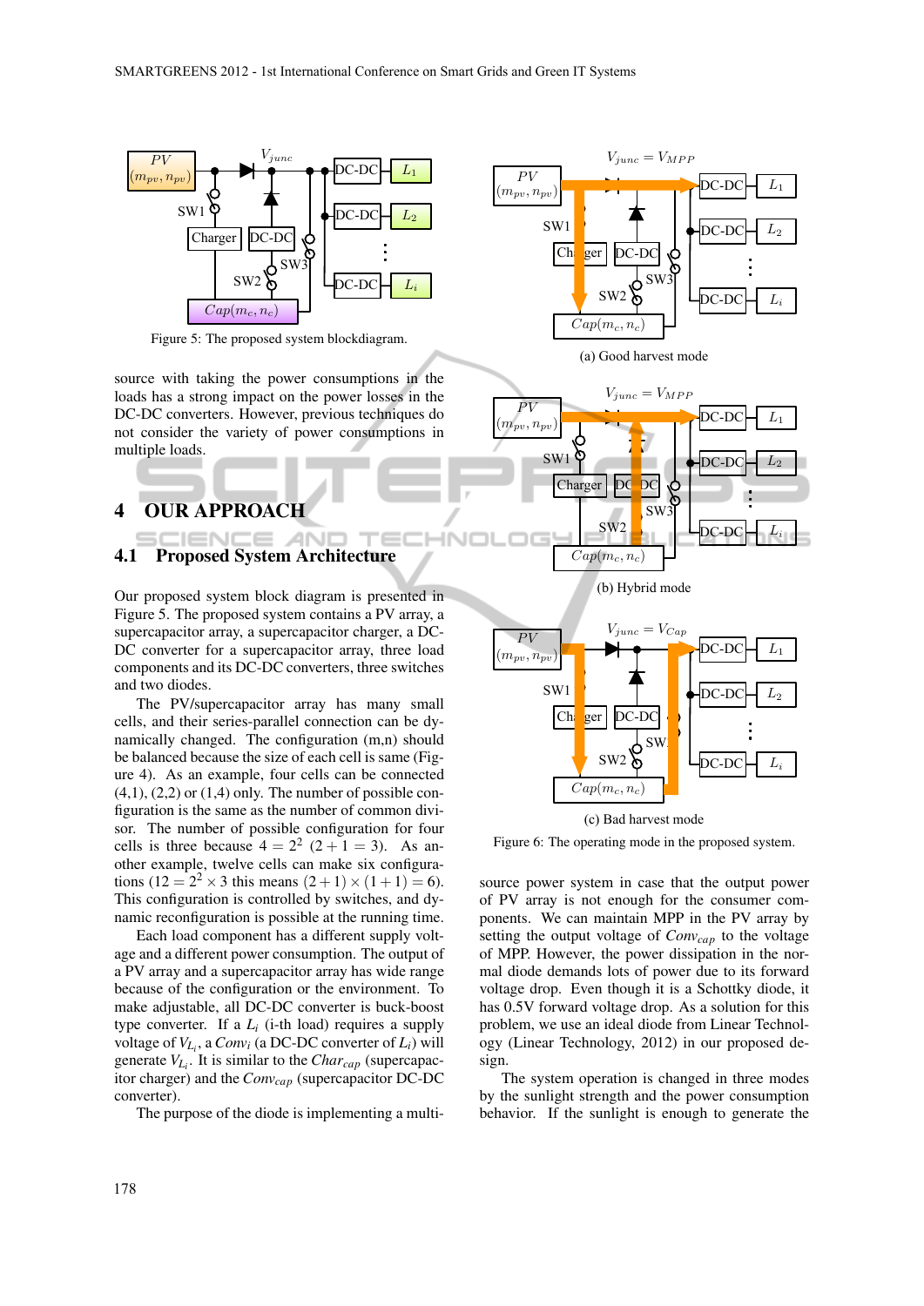Figure 5: The proposed system blockdiagram.

source with taking the power consumptions in the loads has a strong impact on the power losses in the DC-DC converters. However, previous techniques do not consider the variety of power consumptions in multiple loads.

## 4 OUR APPROACH

### 4.1 Proposed System Architecture

Our proposed system block diagram is presented in Figure 5. The proposed system contains a PV array, a supercapacitor array, a supercapacitor charger, a DC-DC converter for a supercapacitor array, three load components and its DC-DC converters, three switches and two diodes.

The PV/supercapacitor array has many small cells, and their series-parallel connection can be dynamically changed. The configuration (m,n) should be balanced because the size of each cell is same (Figure 4). As an example, four cells can be connected (4,1), (2,2) or (1,4) only. The number of possible configuration is the same as the number of common divisor. The number of possible configuration for four cells is three because $4 = 2^2$ $(2+1 = 3)$. As another example, twelve cells can make six configurations $(12 = 2^2 \times 3$ this means $(2+1) \times (1+1) = 6)$. This configuration is controlled by switches, and dynamic reconfiguration is possible at the running time.

Each load component has a different supply voltage and a different power consumption. The output of a PV array and a supercapacitor array has wide range because of the configuration or the environment. To make adjustable, all DC-DC converter is buck-boost type converter. If a $L_i$ (i-th load) requires a supply voltage of $V_{L_i}$, a $Conv_i$ (a DC-DC converter of $L_i$) will generate $V_{L_i}$. It is similar to the $Char_{cap}$ (supercapacitor charger) and the $Conv_{cap}$ (supercapacitor DC-DC converter).

The purpose of the diode is implementing a multi-source power system in case that the output power of PV array is not enough for the consumer components. We can maintain MPP in the PV array by setting the output voltage of $Conv_{cap}$ to the voltage of MPP. However, the power dissipation in the normal diode demands lots of power due to its forward voltage drop. Even though it is a Schottky diode, it has 0.5V forward voltage drop. As a solution for this problem, we use an ideal diode from Linear Technology (Linear Technology, 2012) in our proposed design.

The system operation is changed in three modes by the sunlight strength and the power consumption behavior. If the sunlight is enough to generate the

(a) Good harvest mode

(b) Hybrid mode

(c) Bad harvest mode

Figure 6: The operating mode in the proposed system.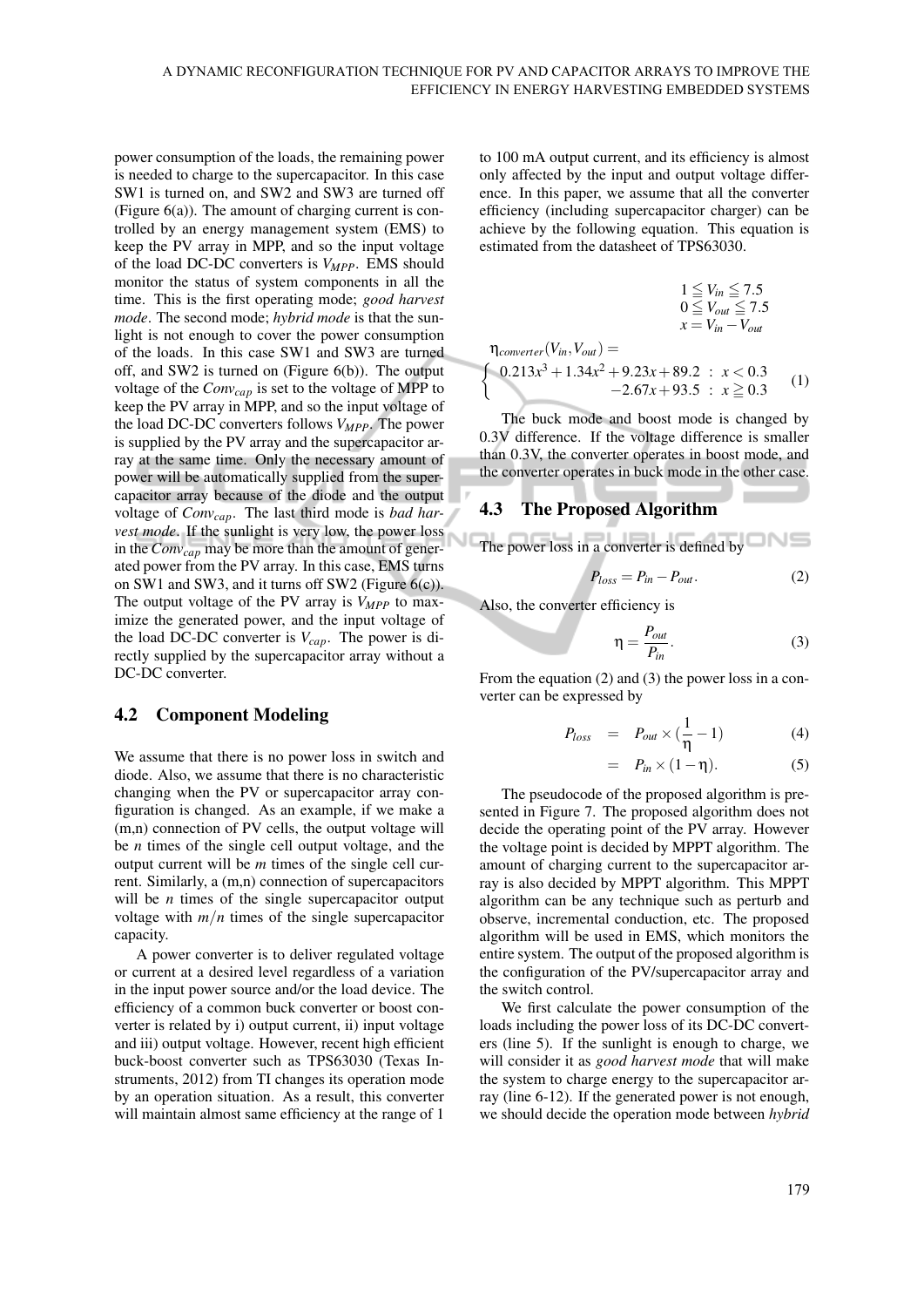power consumption of the loads, the remaining power is needed to charge to the supercapacitor. In this case SW1 is turned on, and SW2 and SW3 are turned off (Figure 6(a)). The amount of charging current is controlled by an energy management system (EMS) to keep the PV array in MPP, and so the input voltage of the load DC-DC converters is $V_{MPP}$. EMS should monitor the status of system components in all the time. This is the first operating mode; *good harvest mode*. The second mode; *hybrid mode* is that the sunlight is not enough to cover the power consumption of the loads. In this case SW1 and SW3 are turned off, and SW2 is turned on (Figure 6(b)). The output voltage of the $Conv_{cap}$ is set to the voltage of MPP to keep the PV array in MPP, and so the input voltage of the load DC-DC converters follows $V_{MPP}$. The power is supplied by the PV array and the supercapacitor array at the same time. Only the necessary amount of power will be automatically supplied from the supercapacitor array because of the diode and the output voltage of $Conv_{cap}$. The last third mode is *bad harvest mode*. If the sunlight is very low, the power loss in the $Conv_{cap}$ may be more than the amount of generated power from the PV array. In this case, EMS turns on SW1 and SW3, and it turns off SW2 (Figure 6(c)). The output voltage of the PV array is $V_{MPP}$ to maximize the generated power, and the input voltage of the load DC-DC converter is $V_{cap}$. The power is directly supplied by the supercapacitor array without a DC-DC converter.

## 4.2 Component Modeling

We assume that there is no power loss in switch and diode. Also, we assume that there is no characteristic changing when the PV or supercapacitor array configuration is changed. As an example, if we make a (m,n) connection of PV cells, the output voltage will be $n$ times of the single cell output voltage, and the output current will be $m$ times of the single cell current. Similarly, a (m,n) connection of supercapacitors will be $n$ times of the single supercapacitor output voltage with $m/n$ times of the single supercapacitor capacity.

A power converter is to deliver regulated voltage or current at a desired level regardless of a variation in the input power source and/or the load device. The efficiency of a common buck converter or boost converter is related by i) output current, ii) input voltage and iii) output voltage. However, recent high efficient buck-boost converter such as TPS63030 (Texas Instruments, 2012) from TI changes its operation mode by an operation situation. As a result, this converter will maintain almost same efficiency at the range of 1 to 100 mA output current, and its efficiency is almost only affected by the input and output voltage difference. In this paper, we assume that all the converter efficiency (including supercapacitor charger) can be achieve by the following equation. This equation is estimated from the datasheet of TPS63030.

$$
\begin{aligned}
&1 \leqq V_{in} \leqq 7.5 \\
&0 \leqq V_{out} \leqq 7.5 \\
&x = V_{in} - V_{out}
\end{aligned}
$$

$$
\eta_{converter}(V_{in}, V_{out}) = \begin{cases} 0.213x^3 + 1.34x^2 + 9.23x + 89.2 & : \ x < 0.3 \\ -2.67x + 93.5 & : \ x \geqq 0.3 \end{cases} \tag{1}
$$

The buck mode and boost mode is changed by 0.3V difference. If the voltage difference is smaller than 0.3V, the converter operates in boost mode, and the converter operates in buck mode in the other case.

## 4.3 The Proposed Algorithm

The power loss in a converter is defined by

$$
P_{loss} = P_{in} - P_{out}. \tag{2}
$$

Also, the converter efficiency is

$$
\eta = \frac{P_{out}}{P_{in}}. \tag{3}
$$

From the equation (2) and (3) the power loss in a converter can be expressed by

$$
\begin{aligned}
P_{loss} &= P_{out} \times \left(\frac{1}{\eta} - 1\right) && (4) \\
&= P_{in} \times (1 - \eta). && (5)
\end{aligned}
$$

The pseudocode of the proposed algorithm is presented in Figure 7. The proposed algorithm does not decide the operating point of the PV array. However the voltage point is decided by MPPT algorithm. The amount of charging current to the supercapacitor array is also decided by MPPT algorithm. This MPPT algorithm can be any technique such as perturb and observe, incremental conduction, etc. The proposed algorithm will be used in EMS, which monitors the entire system. The output of the proposed algorithm is the configuration of the PV/supercapacitor array and the switch control.

We first calculate the power consumption of the loads including the power loss of its DC-DC converters (line 5). If the sunlight is enough to charge, we will consider it as *good harvest mode* that will make the system to charge energy to the supercapacitor array (line 6-12). If the generated power is not enough, we should decide the operation mode between *hybrid*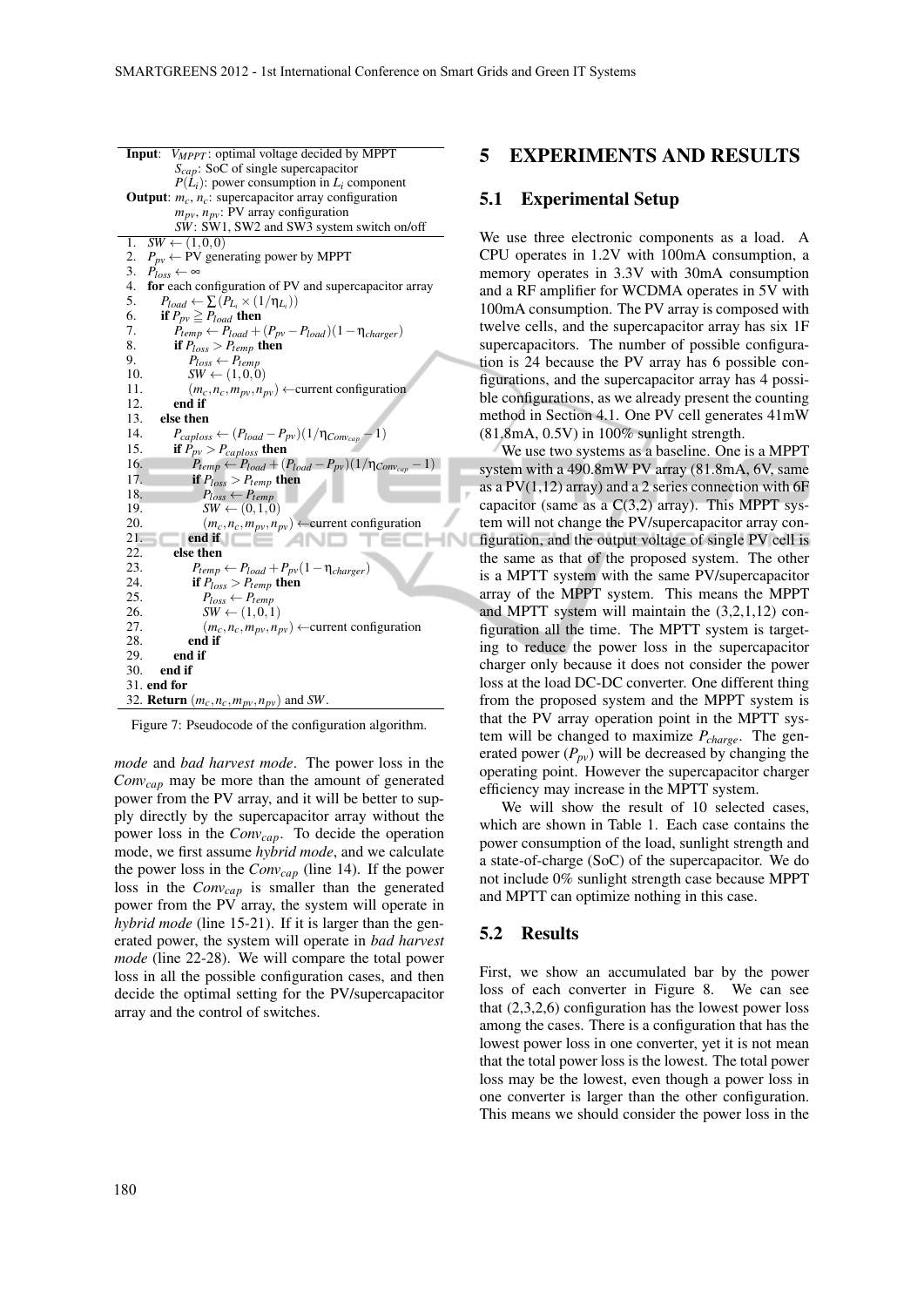```
Input:  V_MPPT: optimal voltage decided by MPPT
        S_cap: SoC of single supercapacitor
        P(L_i): power consumption in L_i component
Output: m_c, n_c: supercapacitor array configuration
        m_pv, n_pv: PV array configuration
        SW: SW1, SW2 and SW3 system switch on/off
1.  SW ← (1,0,0)
2.  P_pv ← PV generating power by MPPT
3.  P_loss ← ∞
4.  for each configuration of PV and supercapacitor array
5.    P_load ← ∑(P_Li × (1/η_Li))
6.    if P_pv ≧ P_load then
7.      P_temp ← P_load + (P_pv − P_load)(1 − η_charger)
8.      if P_loss > P_temp then
9.        P_loss ← P_temp
10.       SW ← (1,0,0)
11.       (m_c, n_c, m_pv, n_pv) ←current configuration
12.     end if
13.   else then
14.     P_caploss ← (P_load − P_pv)(1/η_Conv_cap − 1)
15.     if P_pv > P_caploss then
16.       P_temp ← P_load + (P_load − P_pv)(1/η_Conv_cap − 1)
17.       if P_loss > P_temp then
18.         P_loss ← P_temp
19.         SW ← (0,1,0)
20.         (m_c, n_c, m_pv, n_pv) ←current configuration
21.       end if
22.     else then
23.       P_temp ← P_load + P_pv(1 − η_charger)
24.       if P_loss > P_temp then
25.         P_loss ← P_temp
26.         SW ← (1,0,1)
27.         (m_c, n_c, m_pv, n_pv) ←current configuration
28.       end if
29.     end if
30.   end if
31. end for
32. Return (m_c, n_c, m_pv, n_pv) and SW.
```

Figure 7: Pseudocode of the configuration algorithm.

*mode* and *bad harvest mode*. The power loss in the $Conv_{cap}$ may be more than the amount of generated power from the PV array, and it will be better to supply directly by the supercapacitor array without the power loss in the $Conv_{cap}$. To decide the operation mode, we first assume *hybrid mode*, and we calculate the power loss in the $Conv_{cap}$ (line 14). If the power loss in the $Conv_{cap}$ is smaller than the generated power from the PV array, the system will operate in *hybrid mode* (line 15-21). If it is larger than the generated power, the system will operate in *bad harvest mode* (line 22-28). We will compare the total power loss in all the possible configuration cases, and then decide the optimal setting for the PV/supercapacitor array and the control of switches.

## 5 EXPERIMENTS AND RESULTS

### 5.1 Experimental Setup

We use three electronic components as a load. A CPU operates in 1.2V with 100mA consumption, a memory operates in 3.3V with 30mA consumption and a RF amplifier for WCDMA operates in 5V with 100mA consumption. The PV array is composed with twelve cells, and the supercapacitor array has six 1F supercapacitors. The number of possible configuration is 24 because the PV array has 6 possible configurations, and the supercapacitor array has 4 possible configurations, as we already present the counting method in Section 4.1. One PV cell generates 41mW (81.8mA, 0.5V) in 100% sunlight strength.

We use two systems as a baseline. One is a MPPT system with a 490.8mW PV array (81.8mA, 6V, same as a PV(1,12) array) and a 2 series connection with 6F capacitor (same as a C(3,2) array). This MPPT system will not change the PV/supercapacitor array configuration, and the output voltage of single PV cell is the same as that of the proposed system. The other is a MPTT system with the same PV/supercapacitor array of the MPPT system. This means the MPPT and MPTT system will maintain the (3,2,1,12) configuration all the time. The MPTT system is targeting to reduce the power loss in the supercapacitor charger only because it does not consider the power loss at the load DC-DC converter. One different thing from the proposed system and the MPPT system is that the PV array operation point in the MPTT system will be changed to maximize $P_{charge}$. The generated power ($P_{pv}$) will be decreased by changing the operating point. However the supercapacitor charger efficiency may increase in the MPTT system.

We will show the result of 10 selected cases, which are shown in Table 1. Each case contains the power consumption of the load, sunlight strength and a state-of-charge (SoC) of the supercapacitor. We do not include 0% sunlight strength case because MPPT and MPTT can optimize nothing in this case.

### 5.2 Results

First, we show an accumulated bar by the power loss of each converter in Figure 8. We can see that (2,3,2,6) configuration has the lowest power loss among the cases. There is a configuration that has the lowest power loss in one converter, yet it is not mean that the total power loss is the lowest. The total power loss may be the lowest, even though a power loss in one converter is larger than the other configuration. This means we should consider the power loss in the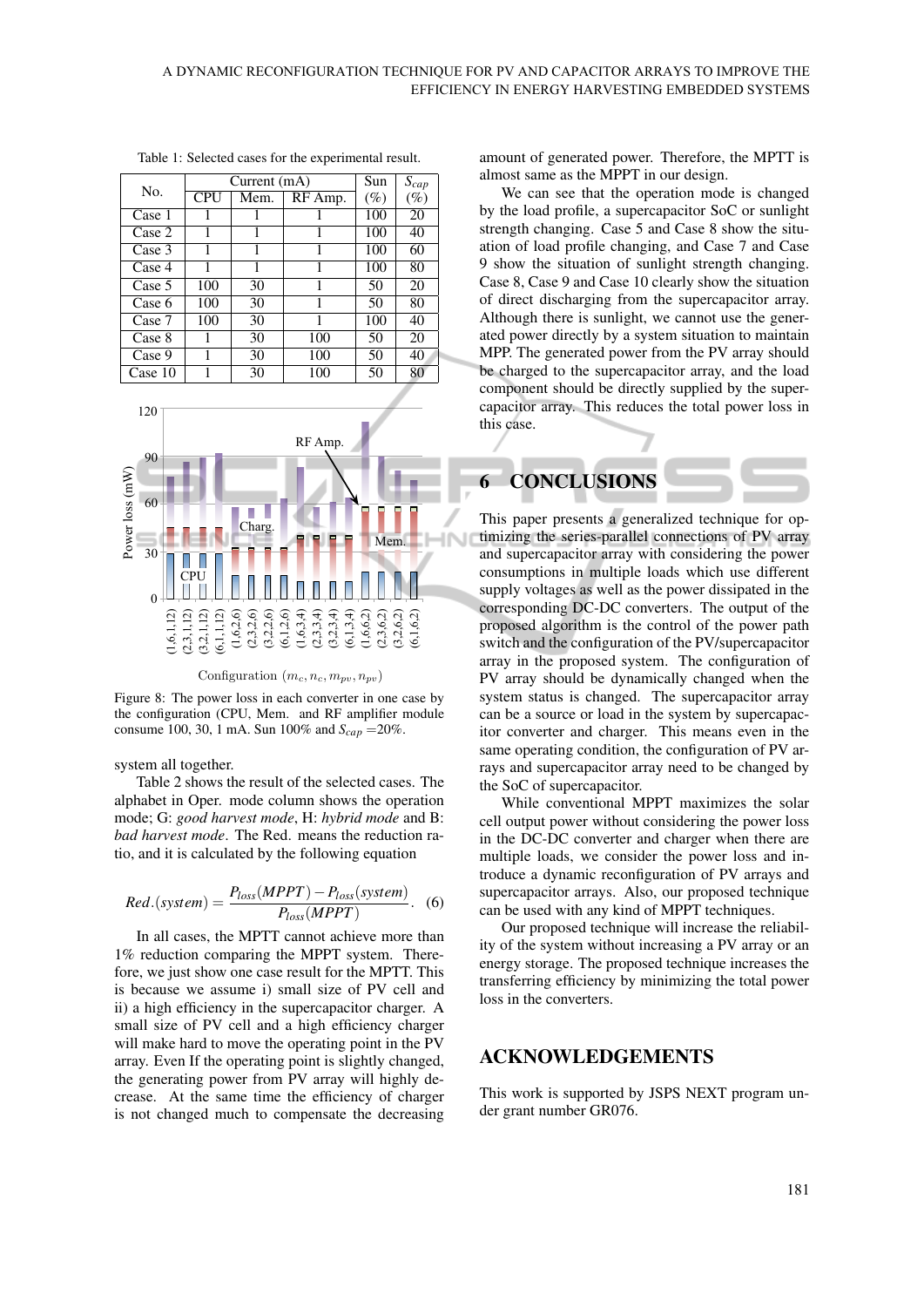Table 1: Selected cases for the experimental result.

| No. | Current (mA) | | | Sun | $S_{cap}$ |
|---|---|---|---|---|---|
| | CPU | Mem. | RF Amp. | (%) | (%) |
| Case 1 | 1 | 1 | 1 | 100 | 20 |
| Case 2 | 1 | 1 | 1 | 100 | 40 |
| Case 3 | 1 | 1 | 1 | 100 | 60 |
| Case 4 | 1 | 1 | 1 | 100 | 80 |
| Case 5 | 100 | 30 | 1 | 50 | 20 |
| Case 6 | 100 | 30 | 1 | 50 | 80 |
| Case 7 | 100 | 30 | 1 | 100 | 40 |
| Case 8 | 1 | 30 | 100 | 50 | 20 |
| Case 9 | 1 | 30 | 100 | 50 | 40 |
| Case 10 | 1 | 30 | 100 | 50 | 80 |

Figure 8: The power loss in each converter in one case by the configuration (CPU, Mem. and RF amplifier module consume 100, 30, 1 mA. Sun 100% and $S_{cap}$ =20%.

system all together.

Table 2 shows the result of the selected cases. The alphabet in Oper. mode column shows the operation mode; G: *good harvest mode*, H: *hybrid mode* and B: *bad harvest mode*. The Red. means the reduction ratio, and it is calculated by the following equation

$$Red.(system) = \frac{P_{loss}(MPPT) - P_{loss}(system)}{P_{loss}(MPPT)}. \quad (6)$$

In all cases, the MPTT cannot achieve more than 1% reduction comparing the MPPT system. Therefore, we just show one case result for the MPTT. This is because we assume i) small size of PV cell and ii) a high efficiency in the supercapacitor charger. A small size of PV cell and a high efficiency charger will make hard to move the operating point in the PV array. Even If the operating point is slightly changed, the generating power from PV array will highly decrease. At the same time the efficiency of charger is not changed much to compensate the decreasing amount of generated power. Therefore, the MPTT is almost same as the MPPT in our design.

We can see that the operation mode is changed by the load profile, a supercapacitor SoC or sunlight strength changing. Case 5 and Case 8 show the situation of load profile changing, and Case 7 and Case 9 show the situation of sunlight strength changing. Case 8, Case 9 and Case 10 clearly show the situation of direct discharging from the supercapacitor array. Although there is sunlight, we cannot use the generated power directly by a system situation to maintain MPP. The generated power from the PV array should be charged to the supercapacitor array, and the load component should be directly supplied by the supercapacitor array. This reduces the total power loss in this case.

## 6 CONCLUSIONS

This paper presents a generalized technique for optimizing the series-parallel connections of PV array and supercapacitor array with considering the power consumptions in multiple loads which use different supply voltages as well as the power dissipated in the corresponding DC-DC converters. The output of the proposed algorithm is the control of the power path switch and the configuration of the PV/supercapacitor array in the proposed system. The configuration of PV array should be dynamically changed when the system status is changed. The supercapacitor array can be a source or load in the system by supercapacitor converter and charger. This means even in the same operating condition, the configuration of PV arrays and supercapacitor array need to be changed by the SoC of supercapacitor.

While conventional MPPT maximizes the solar cell output power without considering the power loss in the DC-DC converter and charger when there are multiple loads, we consider the power loss and introduce a dynamic reconfiguration of PV arrays and supercapacitor arrays. Also, our proposed technique can be used with any kind of MPPT techniques.

Our proposed technique will increase the reliability of the system without increasing a PV array or an energy storage. The proposed technique increases the transferring efficiency by minimizing the total power loss in the converters.

## ACKNOWLEDGEMENTS

This work is supported by JSPS NEXT program under grant number GR076.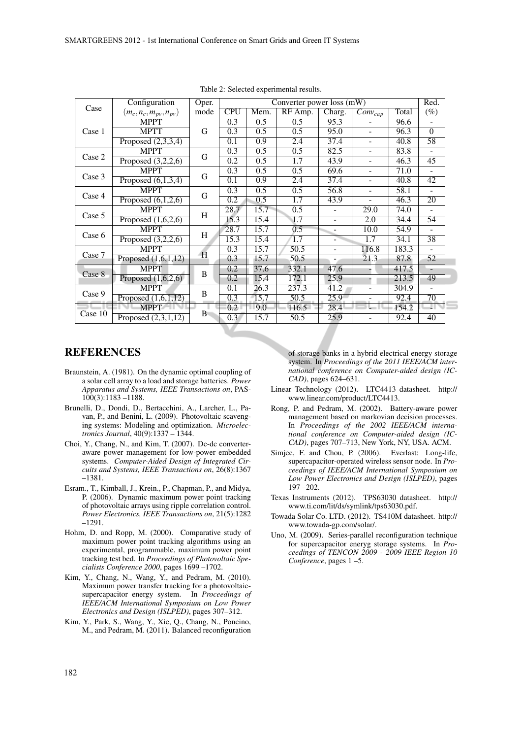Table 2: Selected experimental results.

| Case | Configuration $(m_c, n_c, m_{pv}, n_{pv})$ | Oper. mode | Converter power loss (mW) | | | | | | Red. (%) |
|---|---|---|---|---|---|---|---|---|---|
| | | | CPU | Mem. | RF Amp. | Charg. | $Conv_{cap}$ | Total | |
| Case 1 | MPPT | G | 0.3 | 0.5 | 0.5 | 95.3 | - | 96.6 | - |
| | MPTT | | 0.3 | 0.5 | 0.5 | 95.0 | - | 96.3 | 0 |
| | Proposed (2,3,3,4) | | 0.1 | 0.9 | 2.4 | 37.4 | - | 40.8 | 58 |
| Case 2 | MPPT | G | 0.3 | 0.5 | 0.5 | 82.5 | - | 83.8 | - |
| | Proposed (3,2,2,6) | | 0.2 | 0.5 | 1.7 | 43.9 | - | 46.3 | 45 |
| Case 3 | MPPT | G | 0.3 | 0.5 | 0.5 | 69.6 | - | 71.0 | - |
| | Proposed (6,1,3,4) | | 0.1 | 0.9 | 2.4 | 37.4 | - | 40.8 | 42 |
| Case 4 | MPPT | G | 0.3 | 0.5 | 0.5 | 56.8 | - | 58.1 | - |
| | Proposed (6,1,2,6) | | 0.2 | 0.5 | 1.7 | 43.9 | - | 46.3 | 20 |
| Case 5 | MPPT | H | 28.7 | 15.7 | 0.5 | - | 29.0 | 74.0 | - |
| | Proposed (1,6,2,6) | | 15.3 | 15.4 | 1.7 | - | 2.0 | 34.4 | 54 |
| Case 6 | MPPT | H | 28.7 | 15.7 | 0.5 | - | 10.0 | 54.9 | - |
| | Proposed (3,2,2,6) | | 15.3 | 15.4 | 1.7 | - | 1.7 | 34.1 | 38 |
| Case 7 | MPPT | H | 0.3 | 15.7 | 50.5 | - | 116.8 | 183.3 | - |
| | Proposed (1,6,1,12) | | 0.3 | 15.7 | 50.5 | - | 21.3 | 87.8 | 52 |
| Case 8 | MPPT | B | 0.2 | 37.6 | 332.1 | 47.6 | - | 417.5 | - |
| | Proposed (1,6,2,6) | | 0.2 | 15.4 | 172.1 | 25.9 | - | 213.5 | 49 |
| Case 9 | MPPT | B | 0.1 | 26.3 | 237.3 | 41.2 | - | 304.9 | - |
| | Proposed (1,6,1,12) | | 0.3 | 15.7 | 50.5 | 25.9 | - | 92.4 | 70 |
| Case 10 | MPPT | B | 0.2 | 9.0 | 116.5 | 28.4 | - | 154.2 | - |
| | Proposed (2,3,1,12) | | 0.3 | 15.7 | 50.5 | 25.9 | - | 92.4 | 40 |

## REFERENCES

Braunstein, A. (1981). On the dynamic optimal coupling of a solar cell array to a load and storage batteries. *Power Apparatus and Systems, IEEE Transactions on*, PAS-100(3):1183 –1188.

Brunelli, D., Dondi, D., Bertacchini, A., Larcher, L., Pavan, P., and Benini, L. (2009). Photovoltaic scavenging systems: Modeling and optimization. *Microelectronics Journal*, 40(9):1337 – 1344.

Choi, Y., Chang, N., and Kim, T. (2007). Dc-dc converter-aware power management for low-power embedded systems. *Computer-Aided Design of Integrated Circuits and Systems, IEEE Transactions on*, 26(8):1367 –1381.

Esram., T., Kimball, J., Krein., P., Chapman, P., and Midya, P. (2006). Dynamic maximum power point tracking of photovoltaic arrays using ripple correlation control. *Power Electronics, IEEE Transactions on*, 21(5):1282 –1291.

Hohm, D. and Ropp, M. (2000). Comparative study of maximum power point tracking algorithms using an experimental, programmable, maximum power point tracking test bed. In *Proceedings of Photovoltaic Specialists Conference 2000*, pages 1699 –1702.

Kim, Y., Chang, N., Wang, Y., and Pedram, M. (2010). Maximum power transfer tracking for a photovoltaic-supercapacitor energy system. In *Proceedings of IEEE/ACM International Symposium on Low Power Electronics and Design (ISLPED)*, pages 307–312.

Kim, Y., Park, S., Wang, Y., Xie, Q., Chang, N., Poncino, M., and Pedram, M. (2011). Balanced reconfiguration of storage banks in a hybrid electrical energy storage system. In *Proceedings of the 2011 IEEE/ACM international conference on Computer-aided design (ICCAD)*, pages 624–631.

Linear Technology (2012). LTC4413 datasheet. http://www.linear.com/product/LTC4413.

Rong, P. and Pedram, M. (2002). Battery-aware power management based on markovian decision processes. In *Proceedings of the 2002 IEEE/ACM international conference on Computer-aided design (ICCAD)*, pages 707–713, New York, NY, USA. ACM.

Simjee, F. and Chou, P. (2006). Everlast: Long-life, supercapacitor-operated wireless sensor node. In *Proceedings of IEEE/ACM International Symposium on Low Power Electronics and Design (ISLPED)*, pages 197 –202.

Texas Instruments (2012). TPS63030 datasheet. http://www.ti.com/lit/ds/symlink/tps63030.pdf.

Towada Solar Co. LTD. (2012). TS410M datasheet. http://www.towada-gp.com/solar/.

Uno, M. (2009). Series-parallel reconfiguration technique for supercapacitor eneryg storage systems. In *Proceedings of TENCON 2009 - 2009 IEEE Region 10 Conference*, pages 1 –5.